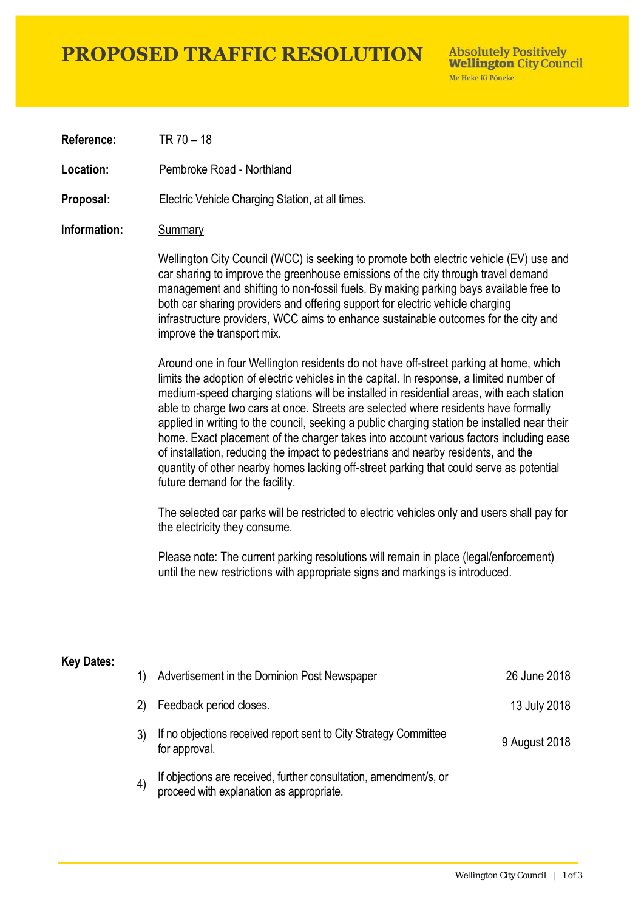# PROPOSED TRAFFIC RESOLUTION

Absolutely Positively **Wellington** City Council
Me Heke Ki Pōneke

**Reference:** TR 70 – 18

**Location:** Pembroke Road - Northland

**Proposal:** Electric Vehicle Charging Station, at all times.

**Information:** Summary

Wellington City Council (WCC) is seeking to promote both electric vehicle (EV) use and car sharing to improve the greenhouse emissions of the city through travel demand management and shifting to non-fossil fuels. By making parking bays available free to both car sharing providers and offering support for electric vehicle charging infrastructure providers, WCC aims to enhance sustainable outcomes for the city and improve the transport mix.

Around one in four Wellington residents do not have off-street parking at home, which limits the adoption of electric vehicles in the capital. In response, a limited number of medium-speed charging stations will be installed in residential areas, with each station able to charge two cars at once. Streets are selected where residents have formally applied in writing to the council, seeking a public charging station be installed near their home. Exact placement of the charger takes into account various factors including ease of installation, reducing the impact to pedestrians and nearby residents, and the quantity of other nearby homes lacking off-street parking that could serve as potential future demand for the facility.

The selected car parks will be restricted to electric vehicles only and users shall pay for the electricity they consume.

Please note: The current parking resolutions will remain in place (legal/enforcement) until the new restrictions with appropriate signs and markings is introduced.

**Key Dates:**

1) Advertisement in the Dominion Post Newspaper — 26 June 2018
2) Feedback period closes. — 13 July 2018
3) If no objections received report sent to City Strategy Committee for approval. — 9 August 2018
4) If objections are received, further consultation, amendment/s, or proceed with explanation as appropriate.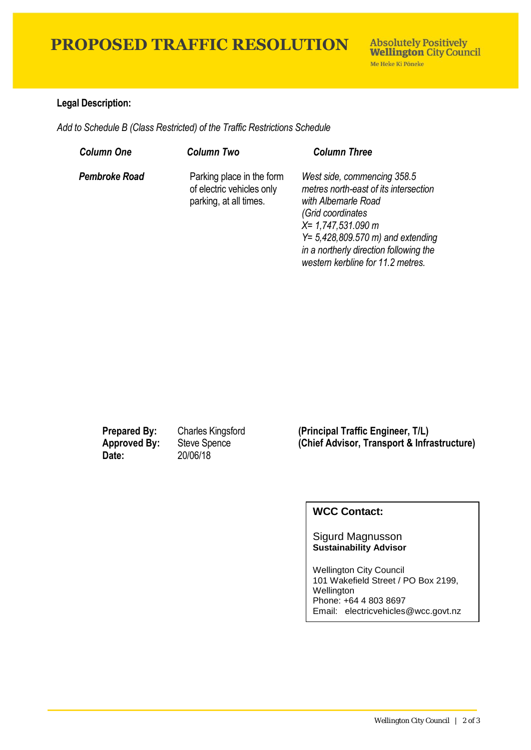# PROPOSED TRAFFIC RESOLUTION

**Absolutely Positively Wellington City Council**
Me Heke Ki Pōneke

**Legal Description:**

*Add to Schedule B (Class Restricted) of the Traffic Restrictions Schedule*

| *Column One* | *Column Two* | *Column Three* |
|---|---|---|
| ***Pembroke Road*** | Parking place in the form of electric vehicles only parking, at all times. | *West side, commencing 358.5 metres north-east of its intersection with Albemarle Road (Grid coordinates X= 1,747,531.090 m Y= 5,428,809.570 m) and extending in a northerly direction following the western kerbline for 11.2 metres.* |

| | | |
|---|---|---|
| **Prepared By:** | Charles Kingsford | **(Principal Traffic Engineer, T/L)** |
| **Approved By:** | Steve Spence | **(Chief Advisor, Transport & Infrastructure)** |
| **Date:** | 20/06/18 | |

**WCC Contact:**

Sigurd Magnusson
**Sustainability Advisor**

Wellington City Council
101 Wakefield Street / PO Box 2199, Wellington
Phone: +64 4 803 8697
Email: electricvehicles@wcc.govt.nz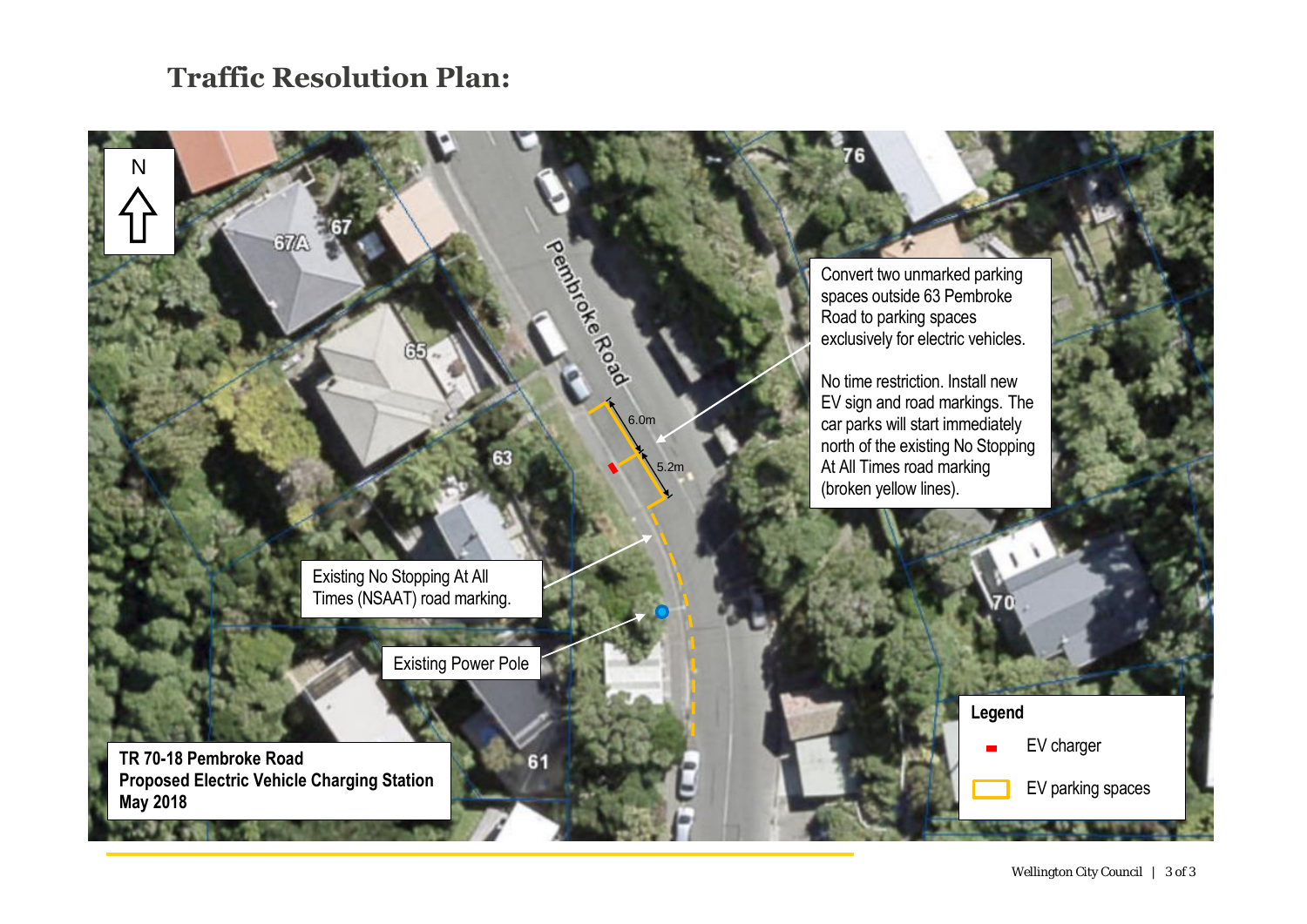## Traffic Resolution Plan:

N

Pembroke Road

67A

67

65

63

61

76

70

6.0m

5.2m

Convert two unmarked parking spaces outside 63 Pembroke Road to parking spaces exclusively for electric vehicles.

No time restriction. Install new EV sign and road markings. The car parks will start immediately north of the existing No Stopping At All Times road marking (broken yellow lines).

Existing No Stopping At All Times (NSAAT) road marking.

Existing Power Pole

**TR 70-18 Pembroke Road**
**Proposed Electric Vehicle Charging Station**
**May 2018**

**Legend**

EV charger

EV parking spaces

Wellington City Council